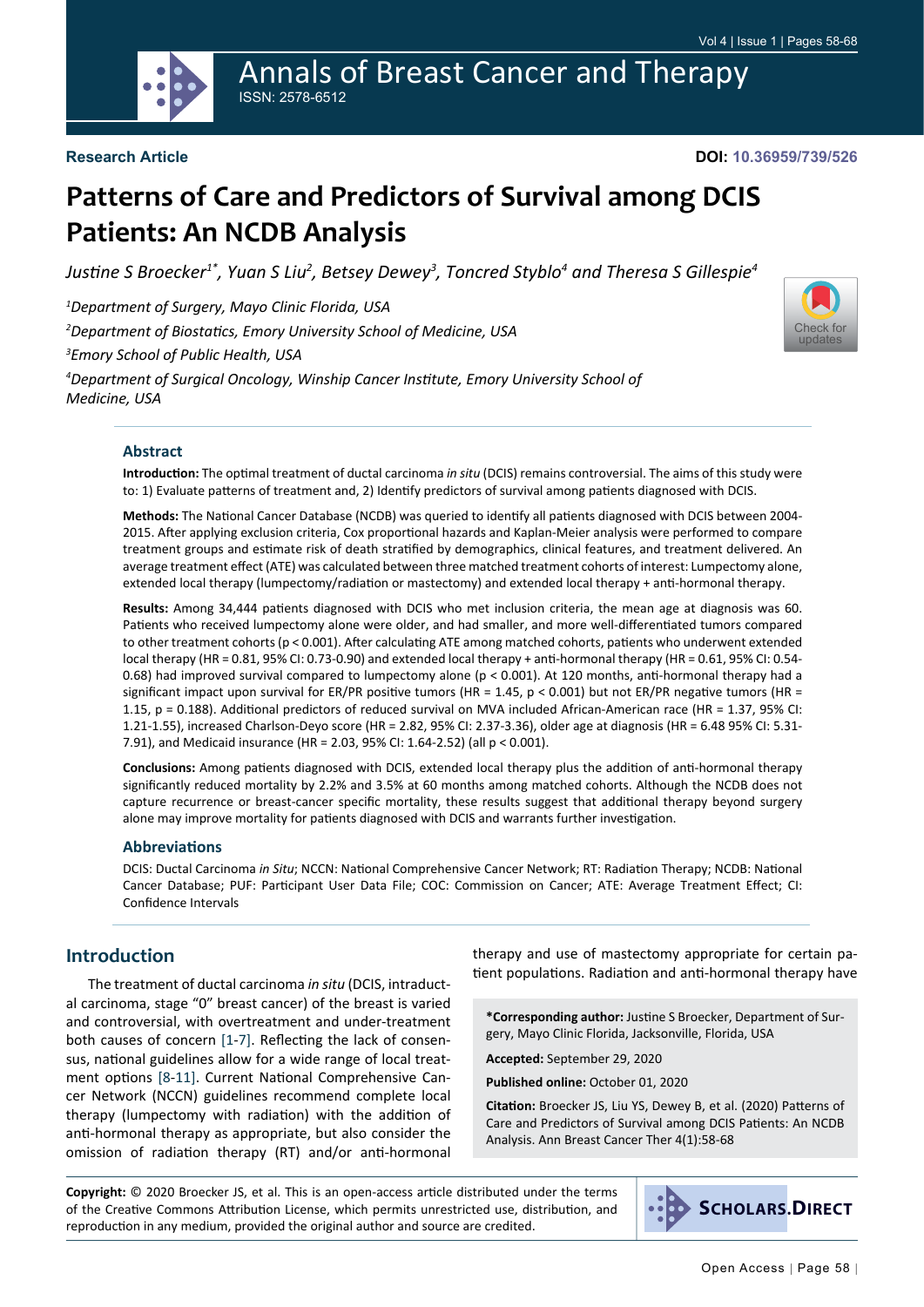**Research Article**

**DOI: 10.36959/739/526**

# Patterns of Care and Predictors of Survival among DCIS Patients: An NCDB Analysis

*Justine S Broecker[1*], Yuan S Liu[2], Betsey Dewey[3], Toncred Styblo[4] and Theresa S Gillespie[4]*

[1]*Department of Surgery, Mayo Clinic Florida, USA*

[2]*Department of Biostatics, Emory University School of Medicine, USA*

[3]*Emory School of Public Health, USA*

[4]*Department of Surgical Oncology, Winship Cancer Institute, Emory University School of Medicine, USA*

## Abstract

**Introduction:** The optimal treatment of ductal carcinoma *in situ* (DCIS) remains controversial. The aims of this study were to: 1) Evaluate patterns of treatment and, 2) Identify predictors of survival among patients diagnosed with DCIS.

**Methods:** The National Cancer Database (NCDB) was queried to identify all patients diagnosed with DCIS between 2004-2015. After applying exclusion criteria, Cox proportional hazards and Kaplan-Meier analysis were performed to compare treatment groups and estimate risk of death stratified by demographics, clinical features, and treatment delivered. An average treatment effect (ATE) was calculated between three matched treatment cohorts of interest: Lumpectomy alone, extended local therapy (lumpectomy/radiation or mastectomy) and extended local therapy + anti-hormonal therapy.

**Results:** Among 34,444 patients diagnosed with DCIS who met inclusion criteria, the mean age at diagnosis was 60. Patients who received lumpectomy alone were older, and had smaller, and more well-differentiated tumors compared to other treatment cohorts ($p < 0.001$). After calculating ATE among matched cohorts, patients who underwent extended local therapy (HR = 0.81, 95% CI: 0.73-0.90) and extended local therapy + anti-hormonal therapy (HR = 0.61, 95% CI: 0.54-0.68) had improved survival compared to lumpectomy alone ($p < 0.001$). At 120 months, anti-hormonal therapy had a significant impact upon survival for ER/PR positive tumors (HR = 1.45, $p < 0.001$) but not ER/PR negative tumors (HR = 1.15, $p = 0.188$). Additional predictors of reduced survival on MVA included African-American race (HR = 1.37, 95% CI: 1.21-1.55), increased Charlson-Deyo score (HR = 2.82, 95% CI: 2.37-3.36), older age at diagnosis (HR = 6.48 95% CI: 5.31-7.91), and Medicaid insurance (HR = 2.03, 95% CI: 1.64-2.52) (all $p < 0.001$).

**Conclusions:** Among patients diagnosed with DCIS, extended local therapy plus the addition of anti-hormonal therapy significantly reduced mortality by 2.2% and 3.5% at 60 months among matched cohorts. Although the NCDB does not capture recurrence or breast-cancer specific mortality, these results suggest that additional therapy beyond surgery alone may improve mortality for patients diagnosed with DCIS and warrants further investigation.

### Abbreviations

DCIS: Ductal Carcinoma *in Situ*; NCCN: National Comprehensive Cancer Network; RT: Radiation Therapy; NCDB: National Cancer Database; PUF: Participant User Data File; COC: Commission on Cancer; ATE: Average Treatment Effect; CI: Confidence Intervals

## Introduction

The treatment of ductal carcinoma *in situ* (DCIS, intraductal carcinoma, stage "0" breast cancer) of the breast is varied and controversial, with overtreatment and under-treatment both causes of concern [1-7]. Reflecting the lack of consensus, national guidelines allow for a wide range of local treatment options [8-11]. Current National Comprehensive Cancer Network (NCCN) guidelines recommend complete local therapy (lumpectomy with radiation) with the addition of anti-hormonal therapy as appropriate, but also consider the omission of radiation therapy (RT) and/or anti-hormonal therapy and use of mastectomy appropriate for certain patient populations. Radiation and anti-hormonal therapy have

**\*Corresponding author:** Justine S Broecker, Department of Surgery, Mayo Clinic Florida, Jacksonville, Florida, USA

**Accepted:** September 29, 2020

**Published online:** October 01, 2020

**Citation:** Broecker JS, Liu YS, Dewey B, et al. (2020) Patterns of Care and Predictors of Survival among DCIS Patients: An NCDB Analysis. Ann Breast Cancer Ther 4(1):58-68

**Copyright:** © 2020 Broecker JS, et al. This is an open-access article distributed under the terms of the Creative Commons Attribution License, which permits unrestricted use, distribution, and reproduction in any medium, provided the original author and source are credited.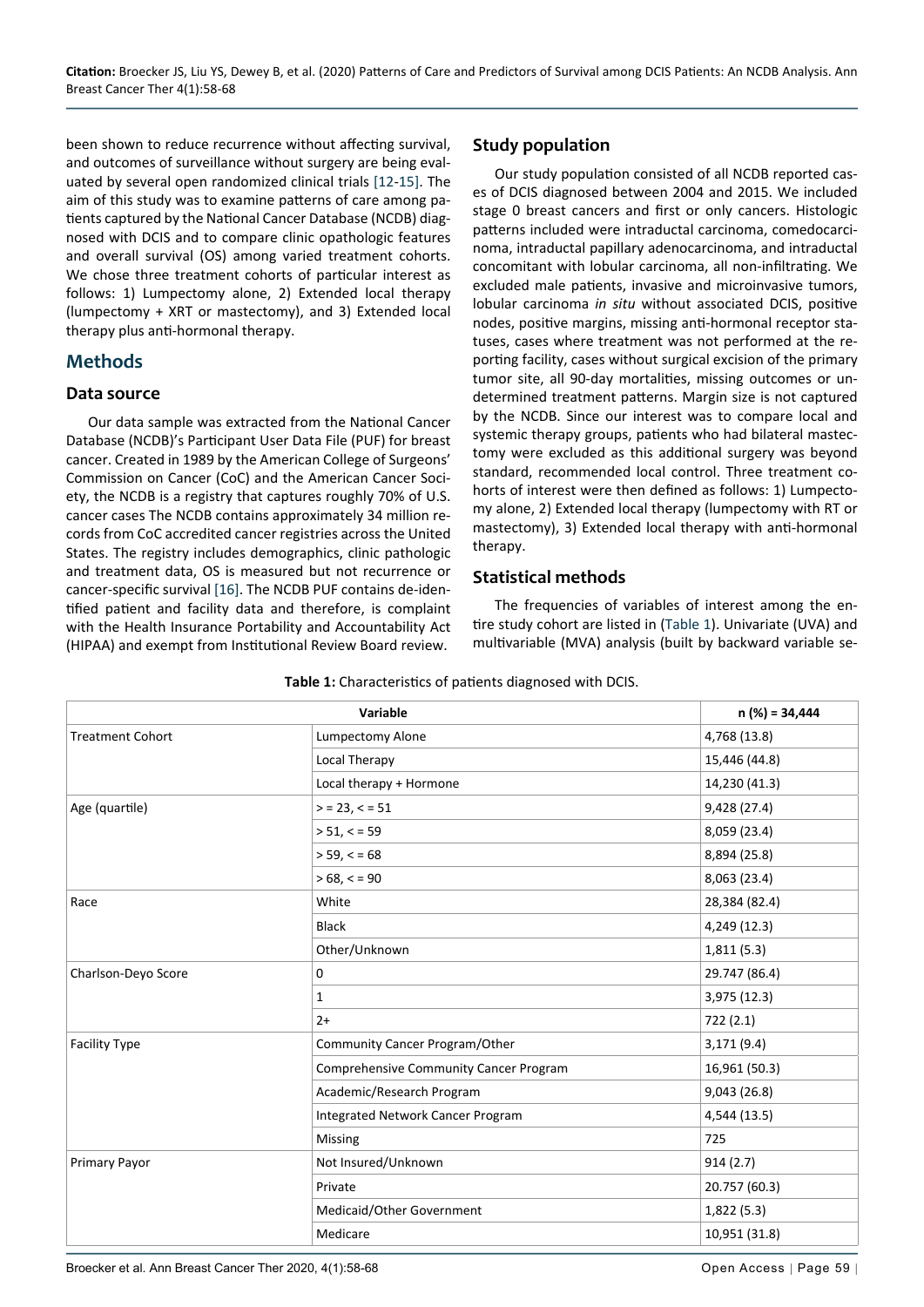been shown to reduce recurrence without affecting survival, and outcomes of surveillance without surgery are being evaluated by several open randomized clinical trials [12-15]. The aim of this study was to examine patterns of care among patients captured by the National Cancer Database (NCDB) diagnosed with DCIS and to compare clinic opathologic features and overall survival (OS) among varied treatment cohorts. We chose three treatment cohorts of particular interest as follows: 1) Lumpectomy alone, 2) Extended local therapy (lumpectomy + XRT or mastectomy), and 3) Extended local therapy plus anti-hormonal therapy.

## Methods

### Data source

Our data sample was extracted from the National Cancer Database (NCDB)'s Participant User Data File (PUF) for breast cancer. Created in 1989 by the American College of Surgeons' Commission on Cancer (CoC) and the American Cancer Society, the NCDB is a registry that captures roughly 70% of U.S. cancer cases The NCDB contains approximately 34 million records from CoC accredited cancer registries across the United States. The registry includes demographics, clinic pathologic and treatment data, OS is measured but not recurrence or cancer-specific survival [16]. The NCDB PUF contains de-identified patient and facility data and therefore, is complaint with the Health Insurance Portability and Accountability Act (HIPAA) and exempt from Institutional Review Board review.

### Study population

Our study population consisted of all NCDB reported cases of DCIS diagnosed between 2004 and 2015. We included stage 0 breast cancers and first or only cancers. Histologic patterns included were intraductal carcinoma, comedocarcinoma, intraductal papillary adenocarcinoma, and intraductal concomitant with lobular carcinoma, all non-infiltrating. We excluded male patients, invasive and microinvasive tumors, lobular carcinoma *in situ* without associated DCIS, positive nodes, positive margins, missing anti-hormonal receptor statuses, cases where treatment was not performed at the reporting facility, cases without surgical excision of the primary tumor site, all 90-day mortalities, missing outcomes or undetermined treatment patterns. Margin size is not captured by the NCDB. Since our interest was to compare local and systemic therapy groups, patients who had bilateral mastectomy were excluded as this additional surgery was beyond standard, recommended local control. Three treatment cohorts of interest were then defined as follows: 1) Lumpectomy alone, 2) Extended local therapy (lumpectomy with RT or mastectomy), 3) Extended local therapy with anti-hormonal therapy.

### Statistical methods

The frequencies of variables of interest among the entire study cohort are listed in (Table 1). Univariate (UVA) and multivariable (MVA) analysis (built by backward variable se-

**Table 1:** Characteristics of patients diagnosed with DCIS.

| Variable | | n (%) = 34,444 |
|---|---|---|
| Treatment Cohort | Lumpectomy Alone | 4,768 (13.8) |
| | Local Therapy | 15,446 (44.8) |
| | Local therapy + Hormone | 14,230 (41.3) |
| Age (quartile) | > = 23, < = 51 | 9,428 (27.4) |
| | > 51, < = 59 | 8,059 (23.4) |
| | > 59, < = 68 | 8,894 (25.8) |
| | > 68, < = 90 | 8,063 (23.4) |
| Race | White | 28,384 (82.4) |
| | Black | 4,249 (12.3) |
| | Other/Unknown | 1,811 (5.3) |
| Charlson-Deyo Score | 0 | 29.747 (86.4) |
| | 1 | 3,975 (12.3) |
| | 2+ | 722 (2.1) |
| Facility Type | Community Cancer Program/Other | 3,171 (9.4) |
| | Comprehensive Community Cancer Program | 16,961 (50.3) |
| | Academic/Research Program | 9,043 (26.8) |
| | Integrated Network Cancer Program | 4,544 (13.5) |
| | Missing | 725 |
| Primary Payor | Not Insured/Unknown | 914 (2.7) |
| | Private | 20.757 (60.3) |
| | Medicaid/Other Government | 1,822 (5.3) |
| | Medicare | 10,951 (31.8) |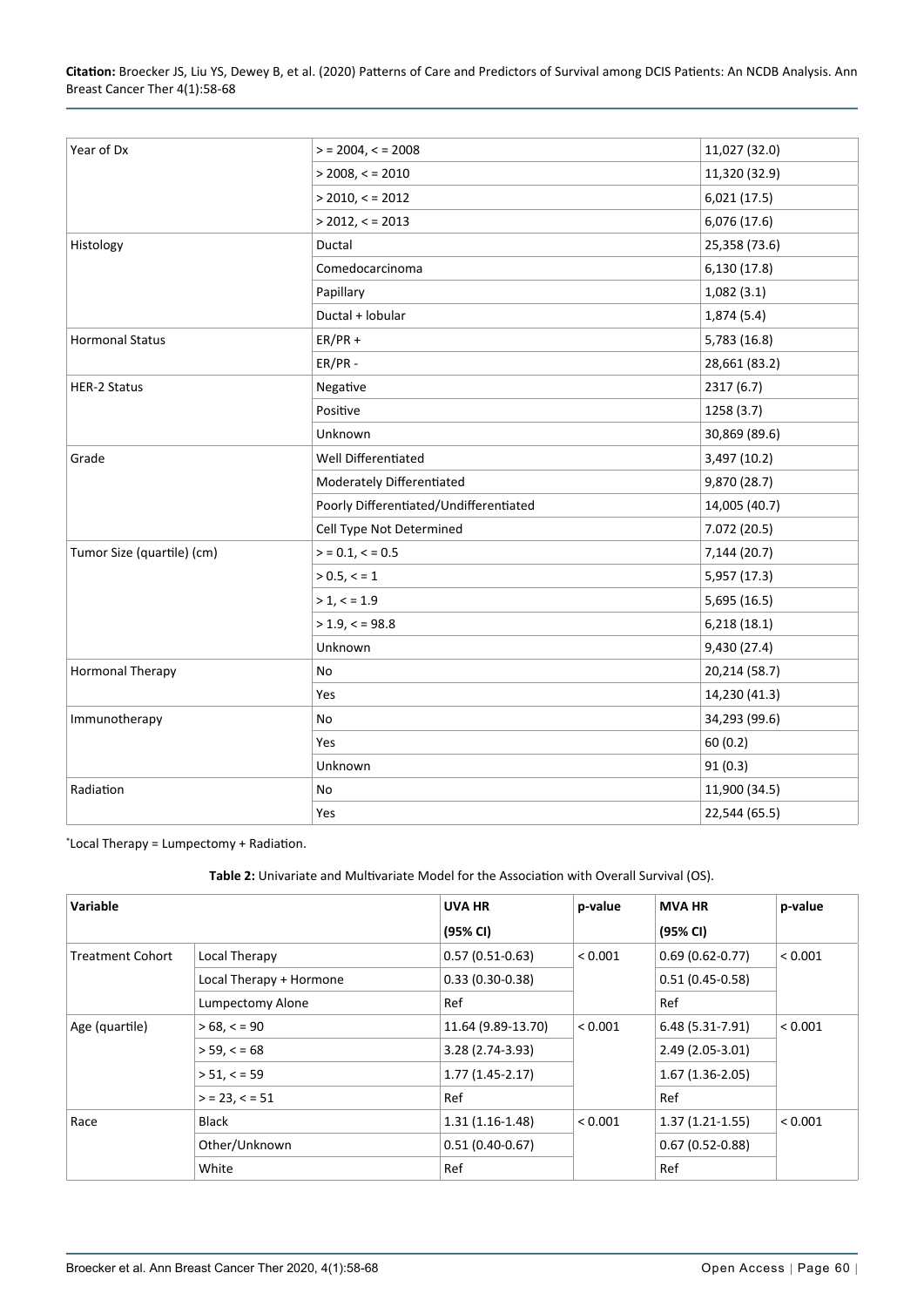| | | |
|---|---|---|
| Year of Dx | > = 2004, < = 2008 | 11,027 (32.0) |
| | > 2008, < = 2010 | 11,320 (32.9) |
| | > 2010, < = 2012 | 6,021 (17.5) |
| | > 2012, < = 2013 | 6,076 (17.6) |
| Histology | Ductal | 25,358 (73.6) |
| | Comedocarcinoma | 6,130 (17.8) |
| | Papillary | 1,082 (3.1) |
| | Ductal + lobular | 1,874 (5.4) |
| Hormonal Status | ER/PR + | 5,783 (16.8) |
| | ER/PR - | 28,661 (83.2) |
| HER-2 Status | Negative | 2317 (6.7) |
| | Positive | 1258 (3.7) |
| | Unknown | 30,869 (89.6) |
| Grade | Well Differentiated | 3,497 (10.2) |
| | Moderately Differentiated | 9,870 (28.7) |
| | Poorly Differentiated/Undifferentiated | 14,005 (40.7) |
| | Cell Type Not Determined | 7.072 (20.5) |
| Tumor Size (quartile) (cm) | > = 0.1, < = 0.5 | 7,144 (20.7) |
| | > 0.5, < = 1 | 5,957 (17.3) |
| | > 1, < = 1.9 | 5,695 (16.5) |
| | > 1.9, < = 98.8 | 6,218 (18.1) |
| | Unknown | 9,430 (27.4) |
| Hormonal Therapy | No | 20,214 (58.7) |
| | Yes | 14,230 (41.3) |
| Immunotherapy | No | 34,293 (99.6) |
| | Yes | 60 (0.2) |
| | Unknown | 91 (0.3) |
| Radiation | No | 11,900 (34.5) |
| | Yes | 22,544 (65.5) |

*Local Therapy = Lumpectomy + Radiation.

**Table 2:** Univariate and Multivariate Model for the Association with Overall Survival (OS).

| Variable | | UVA HR (95% CI) | p-value | MVA HR (95% CI) | p-value |
|---|---|---|---|---|---|
| Treatment Cohort | Local Therapy | 0.57 (0.51-0.63) | < 0.001 | 0.69 (0.62-0.77) | < 0.001 |
| | Local Therapy + Hormone | 0.33 (0.30-0.38) | | 0.51 (0.45-0.58) | |
| | Lumpectomy Alone | Ref | | Ref | |
| Age (quartile) | > 68, < = 90 | 11.64 (9.89-13.70) | < 0.001 | 6.48 (5.31-7.91) | < 0.001 |
| | > 59, < = 68 | 3.28 (2.74-3.93) | | 2.49 (2.05-3.01) | |
| | > 51, < = 59 | 1.77 (1.45-2.17) | | 1.67 (1.36-2.05) | |
| | > = 23, < = 51 | Ref | | Ref | |
| Race | Black | 1.31 (1.16-1.48) | < 0.001 | 1.37 (1.21-1.55) | < 0.001 |
| | Other/Unknown | 0.51 (0.40-0.67) | | 0.67 (0.52-0.88) | |
| | White | Ref | | Ref | |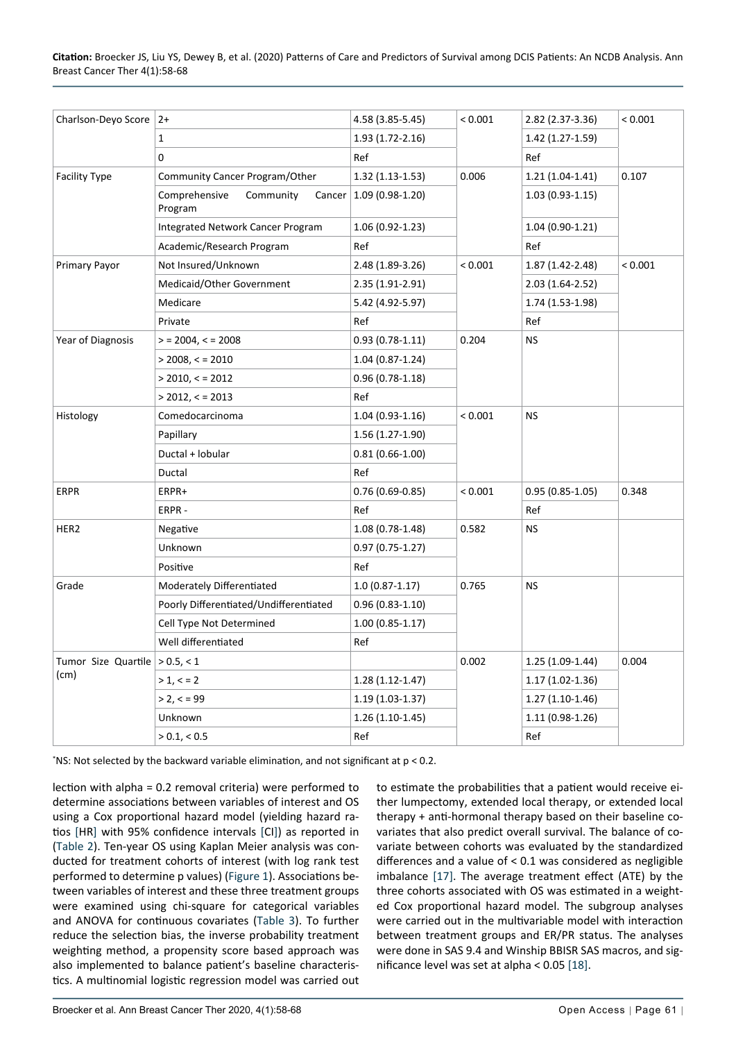| Charlson-Deyo Score | 2+ | 4.58 (3.85-5.45) | < 0.001 | 2.82 (2.37-3.36) | < 0.001 |
|---|---|---|---|---|---|
| | 1 | 1.93 (1.72-2.16) | | 1.42 (1.27-1.59) | |
| | 0 | Ref | | Ref | |
| Facility Type | Community Cancer Program/Other | 1.32 (1.13-1.53) | 0.006 | 1.21 (1.04-1.41) | 0.107 |
| | Comprehensive Community Cancer Program | 1.09 (0.98-1.20) | | 1.03 (0.93-1.15) | |
| | Integrated Network Cancer Program | 1.06 (0.92-1.23) | | 1.04 (0.90-1.21) | |
| | Academic/Research Program | Ref | | Ref | |
| Primary Payor | Not Insured/Unknown | 2.48 (1.89-3.26) | < 0.001 | 1.87 (1.42-2.48) | < 0.001 |
| | Medicaid/Other Government | 2.35 (1.91-2.91) | | 2.03 (1.64-2.52) | |
| | Medicare | 5.42 (4.92-5.97) | | 1.74 (1.53-1.98) | |
| | Private | Ref | | Ref | |
| Year of Diagnosis | > = 2004, < = 2008 | 0.93 (0.78-1.11) | 0.204 | NS | |
| | > 2008, < = 2010 | 1.04 (0.87-1.24) | | | |
| | > 2010, < = 2012 | 0.96 (0.78-1.18) | | | |
| | > 2012, < = 2013 | Ref | | | |
| Histology | Comedocarcinoma | 1.04 (0.93-1.16) | < 0.001 | NS | |
| | Papillary | 1.56 (1.27-1.90) | | | |
| | Ductal + lobular | 0.81 (0.66-1.00) | | | |
| | Ductal | Ref | | | |
| ERPR | ERPR+ | 0.76 (0.69-0.85) | < 0.001 | 0.95 (0.85-1.05) | 0.348 |
| | ERPR - | Ref | | Ref | |
| HER2 | Negative | 1.08 (0.78-1.48) | 0.582 | NS | |
| | Unknown | 0.97 (0.75-1.27) | | | |
| | Positive | Ref | | | |
| Grade | Moderately Differentiated | 1.0 (0.87-1.17) | 0.765 | NS | |
| | Poorly Differentiated/Undifferentiated | 0.96 (0.83-1.10) | | | |
| | Cell Type Not Determined | 1.00 (0.85-1.17) | | | |
| | Well differentiated | Ref | | | |
| Tumor Size Quartile (cm) | > 0.5, < 1 | | 0.002 | 1.25 (1.09-1.44) | 0.004 |
| | > 1, < = 2 | 1.28 (1.12-1.47) | | 1.17 (1.02-1.36) | |
| | > 2, < = 99 | 1.19 (1.03-1.37) | | 1.27 (1.10-1.46) | |
| | Unknown | 1.26 (1.10-1.45) | | 1.11 (0.98-1.26) | |
| | > 0.1, < 0.5 | Ref | | Ref | |

*NS: Not selected by the backward variable elimination, and not significant at p < 0.2.

lection with alpha = 0.2 removal criteria) were performed to determine associations between variables of interest and OS using a Cox proportional hazard model (yielding hazard ratios [HR] with 95% confidence intervals [CI]) as reported in (Table 2). Ten-year OS using Kaplan Meier analysis was conducted for treatment cohorts of interest (with log rank test performed to determine p values) (Figure 1). Associations between variables of interest and these three treatment groups were examined using chi-square for categorical variables and ANOVA for continuous covariates (Table 3). To further reduce the selection bias, the inverse probability treatment weighting method, a propensity score based approach was also implemented to balance patient's baseline characteristics. A multinomial logistic regression model was carried out to estimate the probabilities that a patient would receive either lumpectomy, extended local therapy, or extended local therapy + anti-hormonal therapy based on their baseline covariates that also predict overall survival. The balance of covariate between cohorts was evaluated by the standardized differences and a value of < 0.1 was considered as negligible imbalance [17]. The average treatment effect (ATE) by the three cohorts associated with OS was estimated in a weighted Cox proportional hazard model. The subgroup analyses were carried out in the multivariable model with interaction between treatment groups and ER/PR status. The analyses were done in SAS 9.4 and Winship BBISR SAS macros, and significance level was set at alpha < 0.05 [18].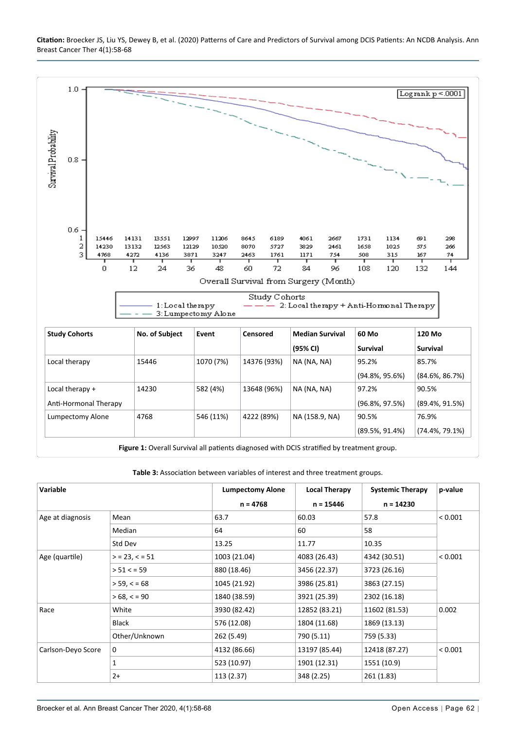**Citation:** Broecker JS, Liu YS, Dewey B, et al. (2020) Patterns of Care and Predictors of Survival among DCIS Patients: An NCDB Analysis. Ann Breast Cancer Ther 4(1):58-68

| Study Cohorts | No. of Subject | Event | Censored | Median Survival (95% CI) | 60 Mo Survival | 120 Mo Survival |
|---|---|---|---|---|---|---|
| Local therapy | 15446 | 1070 (7%) | 14376 (93%) | NA (NA, NA) | 95.2% (94.8%, 95.6%) | 85.7% (84.6%, 86.7%) |
| Local therapy + Anti-Hormonal Therapy | 14230 | 582 (4%) | 13648 (96%) | NA (NA, NA) | 97.2% (96.8%, 97.5%) | 90.5% (89.4%, 91.5%) |
| Lumpectomy Alone | 4768 | 546 (11%) | 4222 (89%) | NA (158.9, NA) | 90.5% (89.5%, 91.4%) | 76.9% (74.4%, 79.1%) |

**Figure 1:** Overall Survival all patients diagnosed with DCIS stratified by treatment group.

**Table 3:** Association between variables of interest and three treatment groups.

| Variable | | Lumpectomy Alone n = 4768 | Local Therapy n = 15446 | Systemic Therapy n = 14230 | p-value |
|---|---|---|---|---|---|
| Age at diagnosis | Mean | 63.7 | 60.03 | 57.8 | < 0.001 |
| | Median | 64 | 60 | 58 | |
| | Std Dev | 13.25 | 11.77 | 10.35 | |
| Age (quartile) | > = 23, < = 51 | 1003 (21.04) | 4083 (26.43) | 4342 (30.51) | < 0.001 |
| | > 51 < = 59 | 880 (18.46) | 3456 (22.37) | 3723 (26.16) | |
| | > 59, < = 68 | 1045 (21.92) | 3986 (25.81) | 3863 (27.15) | |
| | > 68, < = 90 | 1840 (38.59) | 3921 (25.39) | 2302 (16.18) | |
| Race | White | 3930 (82.42) | 12852 (83.21) | 11602 (81.53) | 0.002 |
| | Black | 576 (12.08) | 1804 (11.68) | 1869 (13.13) | |
| | Other/Unknown | 262 (5.49) | 790 (5.11) | 759 (5.33) | |
| Carlson-Deyo Score | 0 | 4132 (86.66) | 13197 (85.44) | 12418 (87.27) | < 0.001 |
| | 1 | 523 (10.97) | 1901 (12.31) | 1551 (10.9) | |
| | 2+ | 113 (2.37) | 348 (2.25) | 261 (1.83) | |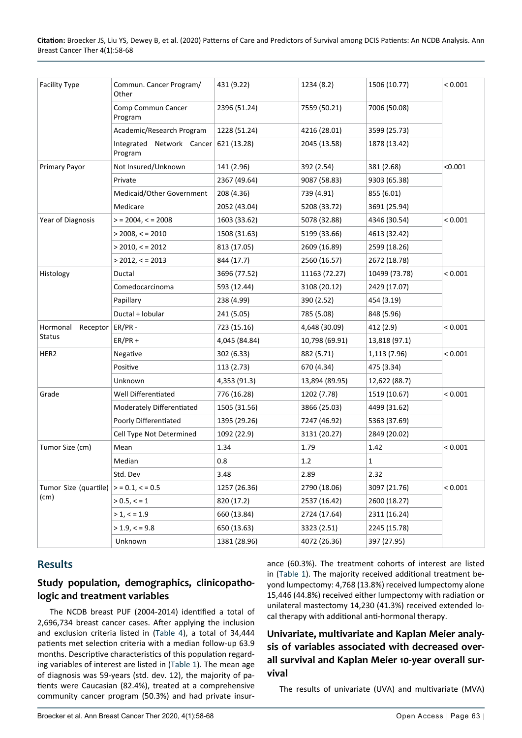| Facility Type | Commun. Cancer Program/ Other | 431 (9.22) | 1234 (8.2) | 1506 (10.77) | < 0.001 |
|---|---|---|---|---|---|
| | Comp Commun Cancer Program | 2396 (51.24) | 7559 (50.21) | 7006 (50.08) | |
| | Academic/Research Program | 1228 (51.24) | 4216 (28.01) | 3599 (25.73) | |
| | Integrated Network Cancer Program | 621 (13.28) | 2045 (13.58) | 1878 (13.42) | |
| Primary Payor | Not Insured/Unknown | 141 (2.96) | 392 (2.54) | 381 (2.68) | <0.001 |
| | Private | 2367 (49.64) | 9087 (58.83) | 9303 (65.38) | |
| | Medicaid/Other Government | 208 (4.36) | 739 (4.91) | 855 (6.01) | |
| | Medicare | 2052 (43.04) | 5208 (33.72) | 3691 (25.94) | |
| Year of Diagnosis | > = 2004, < = 2008 | 1603 (33.62) | 5078 (32.88) | 4346 (30.54) | < 0.001 |
| | > 2008, < = 2010 | 1508 (31.63) | 5199 (33.66) | 4613 (32.42) | |
| | > 2010, < = 2012 | 813 (17.05) | 2609 (16.89) | 2599 (18.26) | |
| | > 2012, < = 2013 | 844 (17.7) | 2560 (16.57) | 2672 (18.78) | |
| Histology | Ductal | 3696 (77.52) | 11163 (72.27) | 10499 (73.78) | < 0.001 |
| | Comedocarcinoma | 593 (12.44) | 3108 (20.12) | 2429 (17.07) | |
| | Papillary | 238 (4.99) | 390 (2.52) | 454 (3.19) | |
| | Ductal + lobular | 241 (5.05) | 785 (5.08) | 848 (5.96) | |
| Hormonal Receptor Status | ER/PR - | 723 (15.16) | 4,648 (30.09) | 412 (2.9) | < 0.001 |
| | ER/PR + | 4,045 (84.84) | 10,798 (69.91) | 13,818 (97.1) | |
| HER2 | Negative | 302 (6.33) | 882 (5.71) | 1,113 (7.96) | < 0.001 |
| | Positive | 113 (2.73) | 670 (4.34) | 475 (3.34) | |
| | Unknown | 4,353 (91.3) | 13,894 (89.95) | 12,622 (88.7) | |
| Grade | Well Differentiated | 776 (16.28) | 1202 (7.78) | 1519 (10.67) | < 0.001 |
| | Moderately Differentiated | 1505 (31.56) | 3866 (25.03) | 4499 (31.62) | |
| | Poorly Differentiated | 1395 (29.26) | 7247 (46.92) | 5363 (37.69) | |
| | Cell Type Not Determined | 1092 (22.9) | 3131 (20.27) | 2849 (20.02) | |
| Tumor Size (cm) | Mean | 1.34 | 1.79 | 1.42 | < 0.001 |
| | Median | 0.8 | 1.2 | 1 | |
| | Std. Dev | 3.48 | 2.89 | 2.32 | |
| Tumor Size (quartile) (cm) | > = 0.1, < = 0.5 | 1257 (26.36) | 2790 (18.06) | 3097 (21.76) | < 0.001 |
| | > 0.5, < = 1 | 820 (17.2) | 2537 (16.42) | 2600 (18.27) | |
| | > 1, < = 1.9 | 660 (13.84) | 2724 (17.64) | 2311 (16.24) | |
| | > 1.9, < = 9.8 | 650 (13.63) | 3323 (2.51) | 2245 (15.78) | |
| | Unknown | 1381 (28.96) | 4072 (26.36) | 397 (27.95) | |

## Results

### Study population, demographics, clinicopathologic and treatment variables

The NCDB breast PUF (2004-2014) identified a total of 2,696,734 breast cancer cases. After applying the inclusion and exclusion criteria listed in (Table 4), a total of 34,444 patients met selection criteria with a median follow-up 63.9 months. Descriptive characteristics of this population regarding variables of interest are listed in (Table 1). The mean age of diagnosis was 59-years (std. dev. 12), the majority of patients were Caucasian (82.4%), treated at a comprehensive community cancer program (50.3%) and had private insurance (60.3%). The treatment cohorts of interest are listed in (Table 1). The majority received additional treatment beyond lumpectomy: 4,768 (13.8%) received lumpectomy alone 15,446 (44.8%) received either lumpectomy with radiation or unilateral mastectomy 14,230 (41.3%) received extended local therapy with additional anti-hormonal therapy.

### Univariate, multivariate and Kaplan Meier analysis of variables associated with decreased overall survival and Kaplan Meier 10-year overall survival

The results of univariate (UVA) and multivariate (MVA)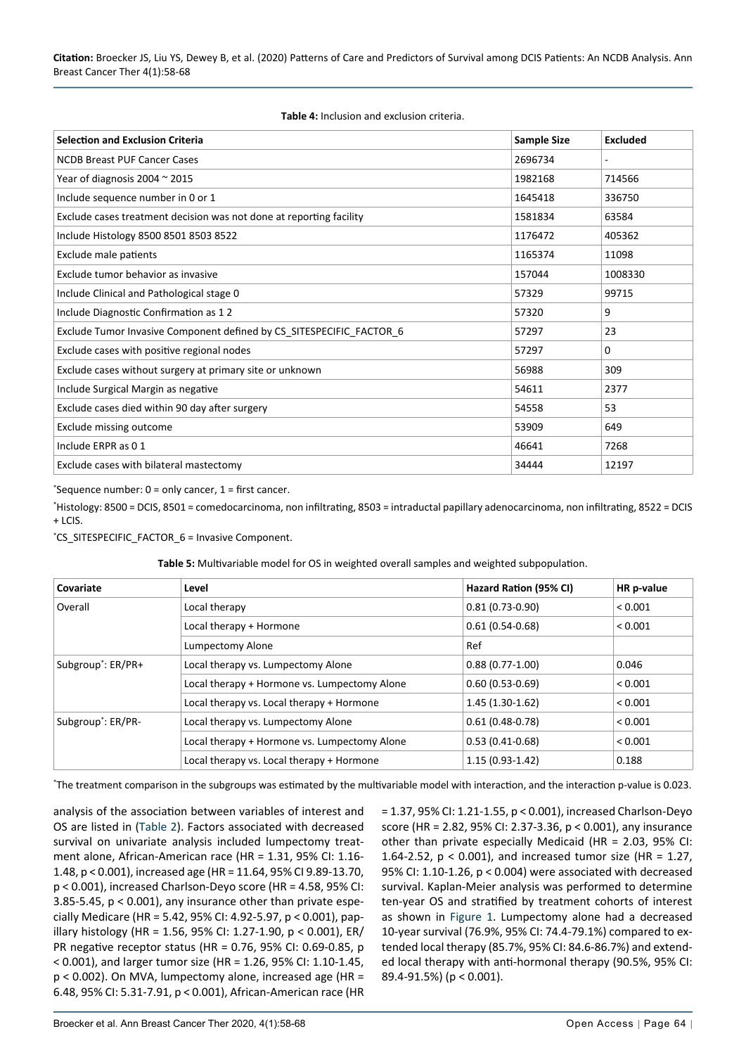**Table 4:** Inclusion and exclusion criteria.

| Selection and Exclusion Criteria | Sample Size | Excluded |
|---|---|---|
| NCDB Breast PUF Cancer Cases | 2696734 | - |
| Year of diagnosis 2004 ~ 2015 | 1982168 | 714566 |
| Include sequence number in 0 or 1 | 1645418 | 336750 |
| Exclude cases treatment decision was not done at reporting facility | 1581834 | 63584 |
| Include Histology 8500 8501 8503 8522 | 1176472 | 405362 |
| Exclude male patients | 1165374 | 11098 |
| Exclude tumor behavior as invasive | 157044 | 1008330 |
| Include Clinical and Pathological stage 0 | 57329 | 99715 |
| Include Diagnostic Confirmation as 1 2 | 57320 | 9 |
| Exclude Tumor Invasive Component defined by CS_SITESPECIFIC_FACTOR_6 | 57297 | 23 |
| Exclude cases with positive regional nodes | 57297 | 0 |
| Exclude cases without surgery at primary site or unknown | 56988 | 309 |
| Include Surgical Margin as negative | 54611 | 2377 |
| Exclude cases died within 90 day after surgery | 54558 | 53 |
| Exclude missing outcome | 53909 | 649 |
| Include ERPR as 0 1 | 46641 | 7268 |
| Exclude cases with bilateral mastectomy | 34444 | 12197 |

*Sequence number: 0 = only cancer, 1 = first cancer.

*Histology: 8500 = DCIS, 8501 = comedocarcinoma, non infiltrating, 8503 = intraductal papillary adenocarcinoma, non infiltrating, 8522 = DCIS + LCIS.

*CS_SITESPECIFIC_FACTOR_6 = Invasive Component.

**Table 5:** Multivariable model for OS in weighted overall samples and weighted subpopulation.

| Covariate | Level | Hazard Ration (95% CI) | HR p-value |
|---|---|---|---|
| Overall | Local therapy | 0.81 (0.73-0.90) | < 0.001 |
| | Local therapy + Hormone | 0.61 (0.54-0.68) | < 0.001 |
| | Lumpectomy Alone | Ref | |
| Subgroup*: ER/PR+ | Local therapy vs. Lumpectomy Alone | 0.88 (0.77-1.00) | 0.046 |
| | Local therapy + Hormone vs. Lumpectomy Alone | 0.60 (0.53-0.69) | < 0.001 |
| | Local therapy vs. Local therapy + Hormone | 1.45 (1.30-1.62) | < 0.001 |
| Subgroup*: ER/PR- | Local therapy vs. Lumpectomy Alone | 0.61 (0.48-0.78) | < 0.001 |
| | Local therapy + Hormone vs. Lumpectomy Alone | 0.53 (0.41-0.68) | < 0.001 |
| | Local therapy vs. Local therapy + Hormone | 1.15 (0.93-1.42) | 0.188 |

*The treatment comparison in the subgroups was estimated by the multivariable model with interaction, and the interaction p-value is 0.023.

analysis of the association between variables of interest and OS are listed in (Table 2). Factors associated with decreased survival on univariate analysis included lumpectomy treatment alone, African-American race (HR = 1.31, 95% CI: 1.16-1.48, p < 0.001), increased age (HR = 11.64, 95% CI 9.89-13.70, p < 0.001), increased Charlson-Deyo score (HR = 4.58, 95% CI: 3.85-5.45, p < 0.001), any insurance other than private especially Medicare (HR = 5.42, 95% CI: 4.92-5.97, p < 0.001), papillary histology (HR = 1.56, 95% CI: 1.27-1.90, p < 0.001), ER/PR negative receptor status (HR = 0.76, 95% CI: 0.69-0.85, p < 0.001), and larger tumor size (HR = 1.26, 95% CI: 1.10-1.45, p < 0.002). On MVA, lumpectomy alone, increased age (HR = 6.48, 95% CI: 5.31-7.91, p < 0.001), African-American race (HR = 1.37, 95% CI: 1.21-1.55, p < 0.001), increased Charlson-Deyo score (HR = 2.82, 95% CI: 2.37-3.36, p < 0.001), any insurance other than private especially Medicaid (HR = 2.03, 95% CI: 1.64-2.52, p < 0.001), and increased tumor size (HR = 1.27, 95% CI: 1.10-1.26, p < 0.004) were associated with decreased survival. Kaplan-Meier analysis was performed to determine ten-year OS and stratified by treatment cohorts of interest as shown in Figure 1. Lumpectomy alone had a decreased 10-year survival (76.9%, 95% CI: 74.4-79.1%) compared to extended local therapy (85.7%, 95% CI: 84.6-86.7%) and extended local therapy with anti-hormonal therapy (90.5%, 95% CI: 89.4-91.5%) (p < 0.001).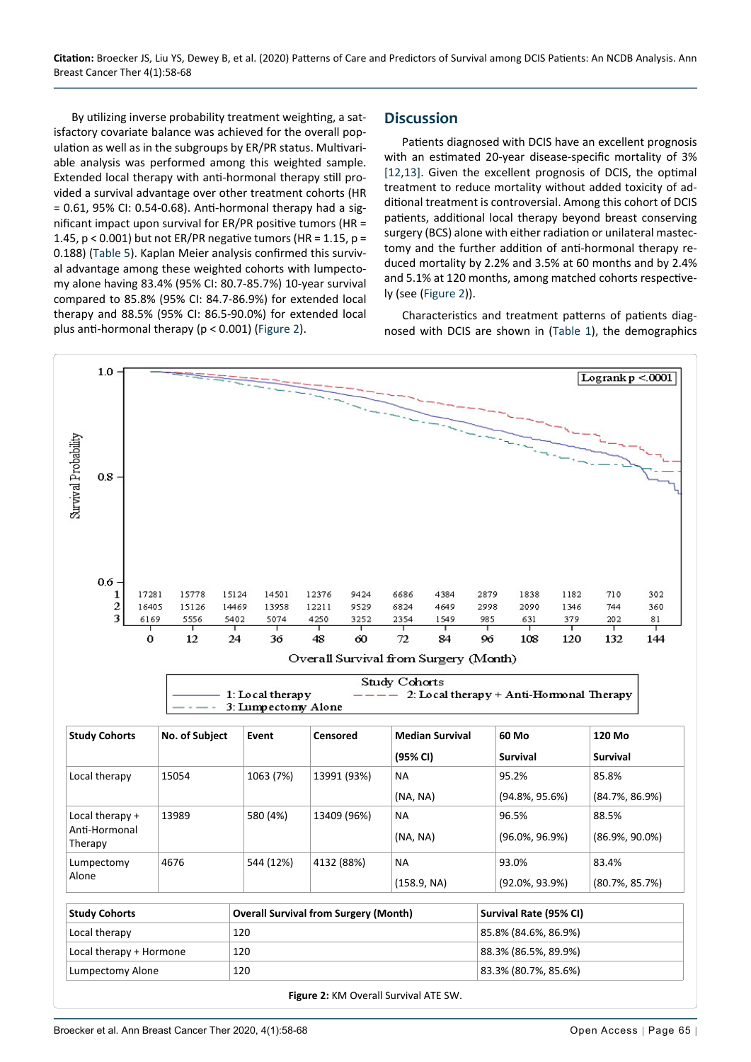By utilizing inverse probability treatment weighting, a satisfactory covariate balance was achieved for the overall population as well as in the subgroups by ER/PR status. Multivariable analysis was performed among this weighted sample. Extended local therapy with anti-hormonal therapy still provided a survival advantage over other treatment cohorts (HR = 0.61, 95% CI: 0.54-0.68). Anti-hormonal therapy had a significant impact upon survival for ER/PR positive tumors (HR = 1.45, $p < 0.001$) but not ER/PR negative tumors (HR = 1.15, $p = 0.188$) (Table 5). Kaplan Meier analysis confirmed this survival advantage among these weighted cohorts with lumpectomy alone having 83.4% (95% CI: 80.7-85.7%) 10-year survival compared to 85.8% (95% CI: 84.7-86.9%) for extended local therapy and 88.5% (95% CI: 86.5-90.0%) for extended local plus anti-hormonal therapy ($p < 0.001$) (Figure 2).

## Discussion

Patients diagnosed with DCIS have an excellent prognosis with an estimated 20-year disease-specific mortality of 3% [12,13]. Given the excellent prognosis of DCIS, the optimal treatment to reduce mortality without added toxicity of additional treatment is controversial. Among this cohort of DCIS patients, additional local therapy beyond breast conserving surgery (BCS) alone with either radiation or unilateral mastectomy and the further addition of anti-hormonal therapy reduced mortality by 2.2% and 3.5% at 60 months and by 2.4% and 5.1% at 120 months, among matched cohorts respectively (see (Figure 2)).

Characteristics and treatment patterns of patients diagnosed with DCIS are shown in (Table 1), the demographics

| Study Cohorts | 0 | 12 | 24 | 36 | 48 | 60 | 72 | 84 | 96 | 108 | 120 | 132 | 144 |
|---|---|---|---|---|---|---|---|---|---|---|---|---|---|
| 1: Local therapy | 17281 | 15778 | 15124 | 14501 | 12376 | 9424 | 6686 | 4384 | 2879 | 1838 | 1182 | 710 | 302 |
| 2: Local therapy + Anti-Hormonal Therapy | 16405 | 15126 | 14469 | 13958 | 12211 | 9529 | 6824 | 4649 | 2998 | 2090 | 1346 | 744 | 360 |
| 3: Lumpectomy Alone | 6169 | 5556 | 5402 | 5074 | 4250 | 3252 | 2354 | 1549 | 985 | 631 | 379 | 202 | 81 |

| Study Cohorts | No. of Subject | Event | Censored | Median Survival (95% CI) | 60 Mo Survival | 120 Mo Survival |
|---|---|---|---|---|---|---|
| Local therapy | 15054 | 1063 (7%) | 13991 (93%) | NA (NA, NA) | 95.2% (94.8%, 95.6%) | 85.8% (84.7%, 86.9%) |
| Local therapy + Anti-Hormonal Therapy | 13989 | 580 (4%) | 13409 (96%) | NA (NA, NA) | 96.5% (96.0%, 96.9%) | 88.5% (86.9%, 90.0%) |
| Lumpectomy Alone | 4676 | 544 (12%) | 4132 (88%) | NA (158.9, NA) | 93.0% (92.0%, 93.9%) | 83.4% (80.7%, 85.7%) |

| Study Cohorts | Overall Survival from Surgery (Month) | Survival Rate (95% CI) |
|---|---|---|
| Local therapy | 120 | 85.8% (84.6%, 86.9%) |
| Local therapy + Hormone | 120 | 88.3% (86.5%, 89.9%) |
| Lumpectomy Alone | 120 | 83.3% (80.7%, 85.6%) |

**Figure 2:** KM Overall Survival ATE SW.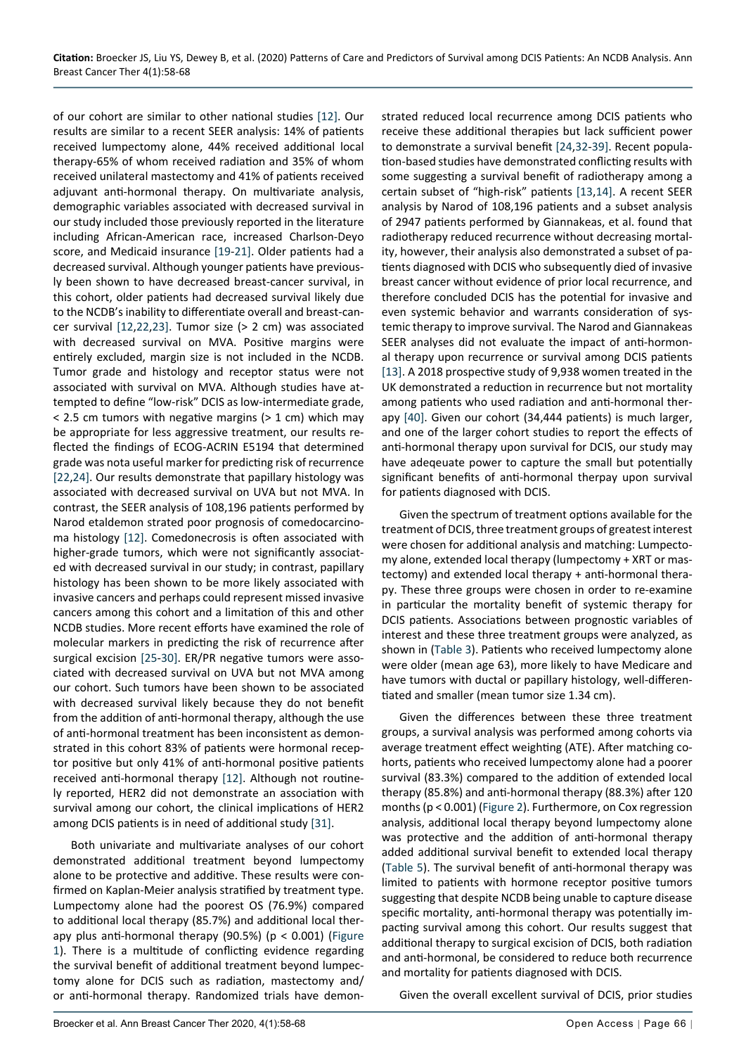of our cohort are similar to other national studies [12]. Our results are similar to a recent SEER analysis: 14% of patients received lumpectomy alone, 44% received additional local therapy-65% of whom received radiation and 35% of whom received unilateral mastectomy and 41% of patients received adjuvant anti-hormonal therapy. On multivariate analysis, demographic variables associated with decreased survival in our study included those previously reported in the literature including African-American race, increased Charlson-Deyo score, and Medicaid insurance [19-21]. Older patients had a decreased survival. Although younger patients have previously been shown to have decreased breast-cancer survival, in this cohort, older patients had decreased survival likely due to the NCDB's inability to differentiate overall and breast-cancer survival [12,22,23]. Tumor size (> 2 cm) was associated with decreased survival on MVA. Positive margins were entirely excluded, margin size is not included in the NCDB. Tumor grade and histology and receptor status were not associated with survival on MVA. Although studies have attempted to define "low-risk" DCIS as low-intermediate grade, < 2.5 cm tumors with negative margins (> 1 cm) which may be appropriate for less aggressive treatment, our results reflected the findings of ECOG-ACRIN E5194 that determined grade was nota useful marker for predicting risk of recurrence [22,24]. Our results demonstrate that papillary histology was associated with decreased survival on UVA but not MVA. In contrast, the SEER analysis of 108,196 patients performed by Narod etaldemon strated poor prognosis of comedocarcinoma histology [12]. Comedonecrosis is often associated with higher-grade tumors, which were not significantly associated with decreased survival in our study; in contrast, papillary histology has been shown to be more likely associated with invasive cancers and perhaps could represent missed invasive cancers among this cohort and a limitation of this and other NCDB studies. More recent efforts have examined the role of molecular markers in predicting the risk of recurrence after surgical excision [25-30]. ER/PR negative tumors were associated with decreased survival on UVA but not MVA among our cohort. Such tumors have been shown to be associated with decreased survival likely because they do not benefit from the addition of anti-hormonal therapy, although the use of anti-hormonal treatment has been inconsistent as demonstrated in this cohort 83% of patients were hormonal receptor positive but only 41% of anti-hormonal positive patients received anti-hormonal therapy [12]. Although not routinely reported, HER2 did not demonstrate an association with survival among our cohort, the clinical implications of HER2 among DCIS patients is in need of additional study [31].

Both univariate and multivariate analyses of our cohort demonstrated additional treatment beyond lumpectomy alone to be protective and additive. These results were confirmed on Kaplan-Meier analysis stratified by treatment type. Lumpectomy alone had the poorest OS (76.9%) compared to additional local therapy (85.7%) and additional local therapy plus anti-hormonal therapy (90.5%) ($p < 0.001$) (Figure 1). There is a multitude of conflicting evidence regarding the survival benefit of additional treatment beyond lumpectomy alone for DCIS such as radiation, mastectomy and/or anti-hormonal therapy. Randomized trials have demonstrated reduced local recurrence among DCIS patients who receive these additional therapies but lack sufficient power to demonstrate a survival benefit [24,32-39]. Recent population-based studies have demonstrated conflicting results with some suggesting a survival benefit of radiotherapy among a certain subset of "high-risk" patients [13,14]. A recent SEER analysis by Narod of 108,196 patients and a subset analysis of 2947 patients performed by Giannakeas, et al. found that radiotherapy reduced recurrence without decreasing mortality, however, their analysis also demonstrated a subset of patients diagnosed with DCIS who subsequently died of invasive breast cancer without evidence of prior local recurrence, and therefore concluded DCIS has the potential for invasive and even systemic behavior and warrants consideration of systemic therapy to improve survival. The Narod and Giannakeas SEER analyses did not evaluate the impact of anti-hormonal therapy upon recurrence or survival among DCIS patients [13]. A 2018 prospective study of 9,938 women treated in the UK demonstrated a reduction in recurrence but not mortality among patients who used radiation and anti-hormonal therapy [40]. Given our cohort (34,444 patients) is much larger, and one of the larger cohort studies to report the effects of anti-hormonal therapy upon survival for DCIS, our study may have adeqeuate power to capture the small but potentially significant benefits of anti-hormonal therpay upon survival for patients diagnosed with DCIS.

Given the spectrum of treatment options available for the treatment of DCIS, three treatment groups of greatest interest were chosen for additional analysis and matching: Lumpectomy alone, extended local therapy (lumpectomy + XRT or mastectomy) and extended local therapy + anti-hormonal therapy. These three groups were chosen in order to re-examine in particular the mortality benefit of systemic therapy for DCIS patients. Associations between prognostic variables of interest and these three treatment groups were analyzed, as shown in (Table 3). Patients who received lumpectomy alone were older (mean age 63), more likely to have Medicare and have tumors with ductal or papillary histology, well-differentiated and smaller (mean tumor size 1.34 cm).

Given the differences between these three treatment groups, a survival analysis was performed among cohorts via average treatment effect weighting (ATE). After matching cohorts, patients who received lumpectomy alone had a poorer survival (83.3%) compared to the addition of extended local therapy (85.8%) and anti-hormonal therapy (88.3%) after 120 months ($p < 0.001$) (Figure 2). Furthermore, on Cox regression analysis, additional local therapy beyond lumpectomy alone was protective and the addition of anti-hormonal therapy added additional survival benefit to extended local therapy (Table 5). The survival benefit of anti-hormonal therapy was limited to patients with hormone receptor positive tumors suggesting that despite NCDB being unable to capture disease specific mortality, anti-hormonal therapy was potentially impacting survival among this cohort. Our results suggest that additional therapy to surgical excision of DCIS, both radiation and anti-hormonal, be considered to reduce both recurrence and mortality for patients diagnosed with DCIS.

Given the overall excellent survival of DCIS, prior studies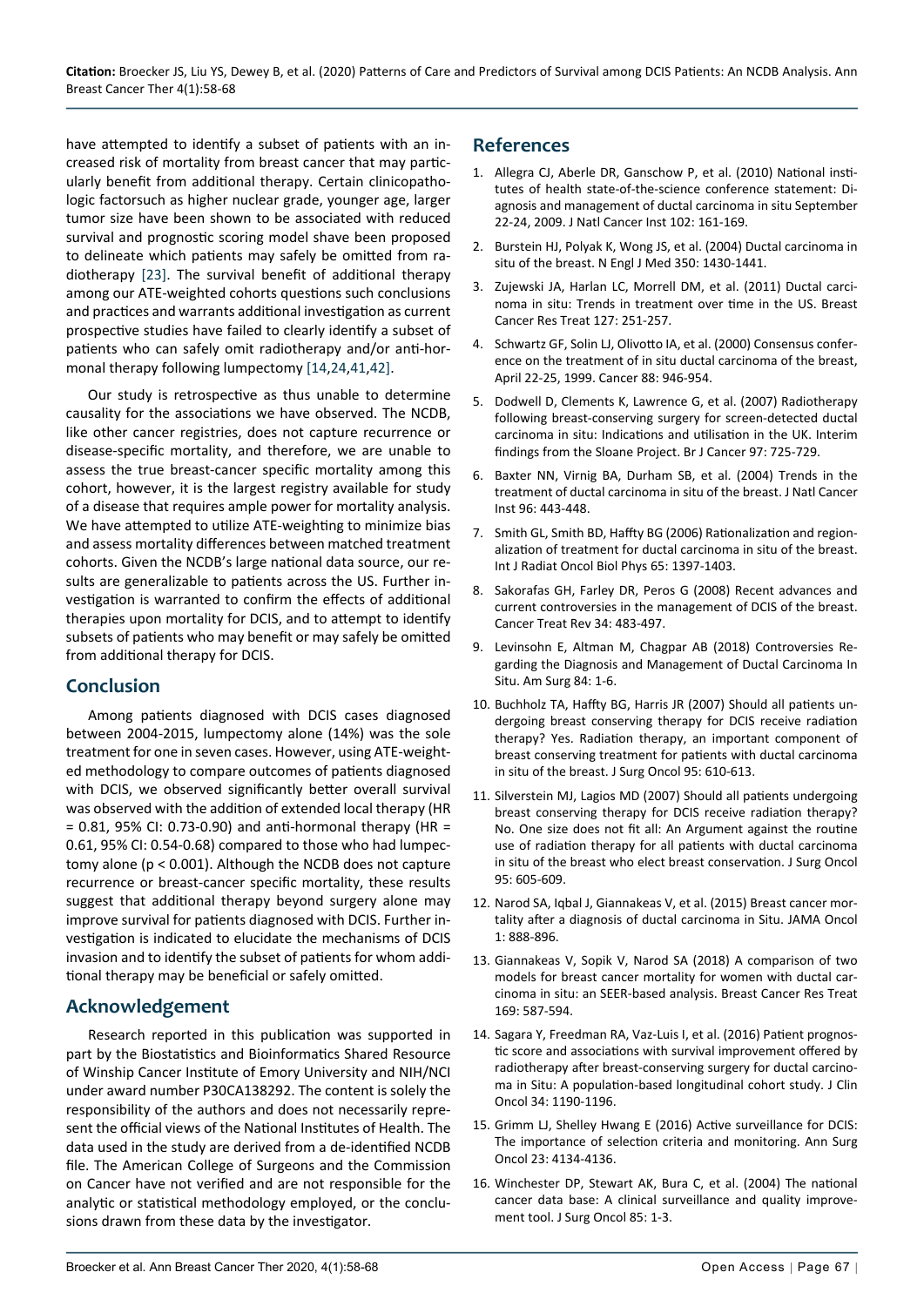have attempted to identify a subset of patients with an increased risk of mortality from breast cancer that may particularly benefit from additional therapy. Certain clinicopathologic factorsuch as higher nuclear grade, younger age, larger tumor size have been shown to be associated with reduced survival and prognostic scoring model shave been proposed to delineate which patients may safely be omitted from radiotherapy [23]. The survival benefit of additional therapy among our ATE-weighted cohorts questions such conclusions and practices and warrants additional investigation as current prospective studies have failed to clearly identify a subset of patients who can safely omit radiotherapy and/or anti-hormonal therapy following lumpectomy [14,24,41,42].

Our study is retrospective as thus unable to determine causality for the associations we have observed. The NCDB, like other cancer registries, does not capture recurrence or disease-specific mortality, and therefore, we are unable to assess the true breast-cancer specific mortality among this cohort, however, it is the largest registry available for study of a disease that requires ample power for mortality analysis. We have attempted to utilize ATE-weighting to minimize bias and assess mortality differences between matched treatment cohorts. Given the NCDB's large national data source, our results are generalizable to patients across the US. Further investigation is warranted to confirm the effects of additional therapies upon mortality for DCIS, and to attempt to identify subsets of patients who may benefit or may safely be omitted from additional therapy for DCIS.

## Conclusion

Among patients diagnosed with DCIS cases diagnosed between 2004-2015, lumpectomy alone (14%) was the sole treatment for one in seven cases. However, using ATE-weighted methodology to compare outcomes of patients diagnosed with DCIS, we observed significantly better overall survival was observed with the addition of extended local therapy (HR = 0.81, 95% CI: 0.73-0.90) and anti-hormonal therapy (HR = 0.61, 95% CI: 0.54-0.68) compared to those who had lumpectomy alone ($p < 0.001$). Although the NCDB does not capture recurrence or breast-cancer specific mortality, these results suggest that additional therapy beyond surgery alone may improve survival for patients diagnosed with DCIS. Further investigation is indicated to elucidate the mechanisms of DCIS invasion and to identify the subset of patients for whom additional therapy may be beneficial or safely omitted.

## Acknowledgement

Research reported in this publication was supported in part by the Biostatistics and Bioinformatics Shared Resource of Winship Cancer Institute of Emory University and NIH/NCI under award number P30CA138292. The content is solely the responsibility of the authors and does not necessarily represent the official views of the National Institutes of Health. The data used in the study are derived from a de-identified NCDB file. The American College of Surgeons and the Commission on Cancer have not verified and are not responsible for the analytic or statistical methodology employed, or the conclusions drawn from these data by the investigator.

## References

1. Allegra CJ, Aberle DR, Ganschow P, et al. (2010) National institutes of health state-of-the-science conference statement: Diagnosis and management of ductal carcinoma in situ September 22-24, 2009. J Natl Cancer Inst 102: 161-169.
2. Burstein HJ, Polyak K, Wong JS, et al. (2004) Ductal carcinoma in situ of the breast. N Engl J Med 350: 1430-1441.
3. Zujewski JA, Harlan LC, Morrell DM, et al. (2011) Ductal carcinoma in situ: Trends in treatment over time in the US. Breast Cancer Res Treat 127: 251-257.
4. Schwartz GF, Solin LJ, Olivotto IA, et al. (2000) Consensus conference on the treatment of in situ ductal carcinoma of the breast, April 22-25, 1999. Cancer 88: 946-954.
5. Dodwell D, Clements K, Lawrence G, et al. (2007) Radiotherapy following breast-conserving surgery for screen-detected ductal carcinoma in situ: Indications and utilisation in the UK. Interim findings from the Sloane Project. Br J Cancer 97: 725-729.
6. Baxter NN, Virnig BA, Durham SB, et al. (2004) Trends in the treatment of ductal carcinoma in situ of the breast. J Natl Cancer Inst 96: 443-448.
7. Smith GL, Smith BD, Haffty BG (2006) Rationalization and regionalization of treatment for ductal carcinoma in situ of the breast. Int J Radiat Oncol Biol Phys 65: 1397-1403.
8. Sakorafas GH, Farley DR, Peros G (2008) Recent advances and current controversies in the management of DCIS of the breast. Cancer Treat Rev 34: 483-497.
9. Levinsohn E, Altman M, Chagpar AB (2018) Controversies Regarding the Diagnosis and Management of Ductal Carcinoma In Situ. Am Surg 84: 1-6.
10. Buchholz TA, Haffty BG, Harris JR (2007) Should all patients undergoing breast conserving therapy for DCIS receive radiation therapy? Yes. Radiation therapy, an important component of breast conserving treatment for patients with ductal carcinoma in situ of the breast. J Surg Oncol 95: 610-613.
11. Silverstein MJ, Lagios MD (2007) Should all patients undergoing breast conserving therapy for DCIS receive radiation therapy? No. One size does not fit all: An Argument against the routine use of radiation therapy for all patients with ductal carcinoma in situ of the breast who elect breast conservation. J Surg Oncol 95: 605-609.
12. Narod SA, Iqbal J, Giannakeas V, et al. (2015) Breast cancer mortality after a diagnosis of ductal carcinoma in Situ. JAMA Oncol 1: 888-896.
13. Giannakeas V, Sopik V, Narod SA (2018) A comparison of two models for breast cancer mortality for women with ductal carcinoma in situ: an SEER-based analysis. Breast Cancer Res Treat 169: 587-594.
14. Sagara Y, Freedman RA, Vaz-Luis I, et al. (2016) Patient prognostic score and associations with survival improvement offered by radiotherapy after breast-conserving surgery for ductal carcinoma in Situ: A population-based longitudinal cohort study. J Clin Oncol 34: 1190-1196.
15. Grimm LJ, Shelley Hwang E (2016) Active surveillance for DCIS: The importance of selection criteria and monitoring. Ann Surg Oncol 23: 4134-4136.
16. Winchester DP, Stewart AK, Bura C, et al. (2004) The national cancer data base: A clinical surveillance and quality improvement tool. J Surg Oncol 85: 1-3.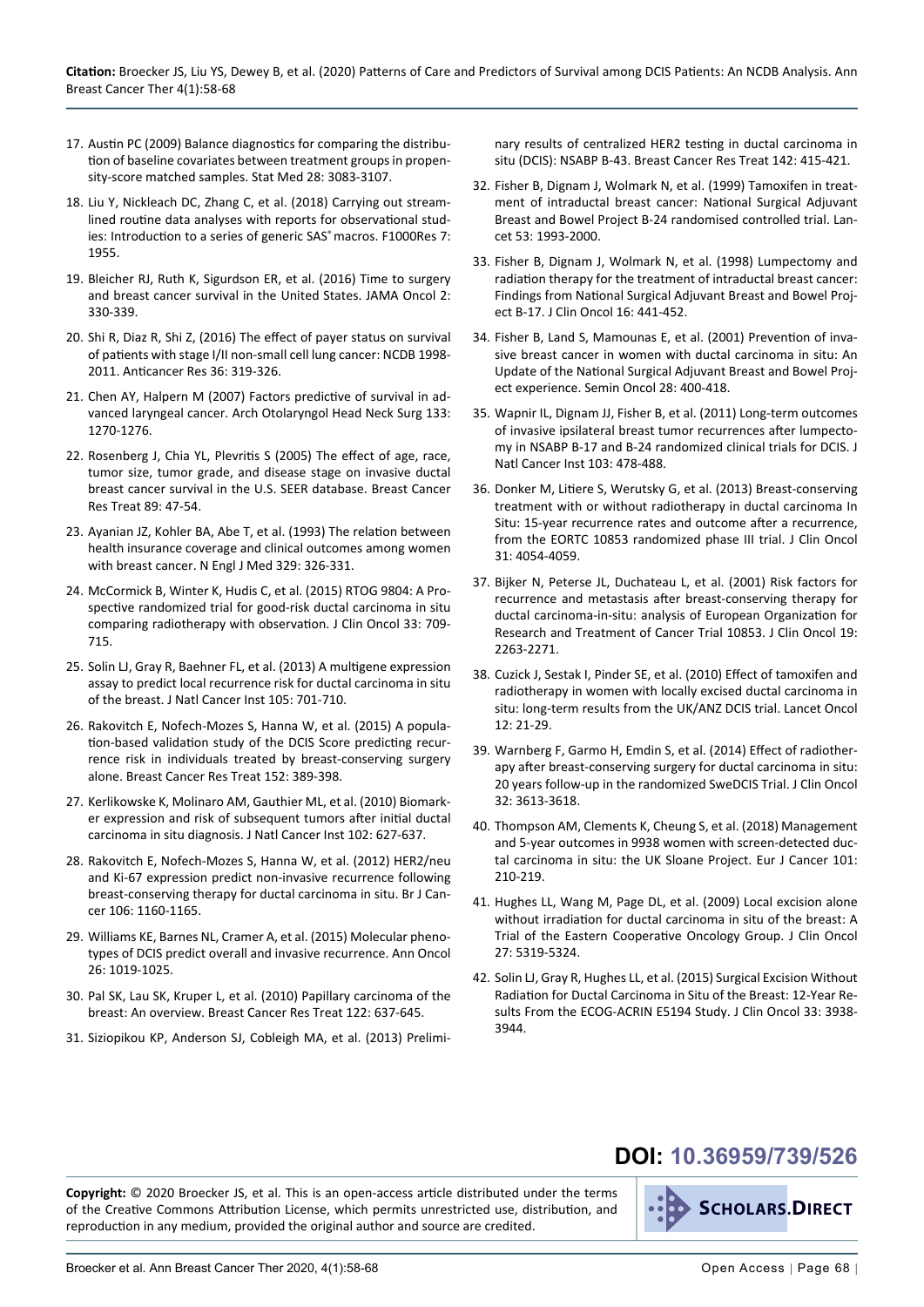17. Austin PC (2009) Balance diagnostics for comparing the distribution of baseline covariates between treatment groups in propensity-score matched samples. Stat Med 28: 3083-3107.

18. Liu Y, Nickleach DC, Zhang C, et al. (2018) Carrying out streamlined routine data analyses with reports for observational studies: Introduction to a series of generic SAS® macros. F1000Res 7: 1955.

19. Bleicher RJ, Ruth K, Sigurdson ER, et al. (2016) Time to surgery and breast cancer survival in the United States. JAMA Oncol 2: 330-339.

20. Shi R, Diaz R, Shi Z, (2016) The effect of payer status on survival of patients with stage I/II non-small cell lung cancer: NCDB 1998-2011. Anticancer Res 36: 319-326.

21. Chen AY, Halpern M (2007) Factors predictive of survival in advanced laryngeal cancer. Arch Otolaryngol Head Neck Surg 133: 1270-1276.

22. Rosenberg J, Chia YL, Plevritis S (2005) The effect of age, race, tumor size, tumor grade, and disease stage on invasive ductal breast cancer survival in the U.S. SEER database. Breast Cancer Res Treat 89: 47-54.

23. Ayanian JZ, Kohler BA, Abe T, et al. (1993) The relation between health insurance coverage and clinical outcomes among women with breast cancer. N Engl J Med 329: 326-331.

24. McCormick B, Winter K, Hudis C, et al. (2015) RTOG 9804: A Prospective randomized trial for good-risk ductal carcinoma in situ comparing radiotherapy with observation. J Clin Oncol 33: 709-715.

25. Solin LJ, Gray R, Baehner FL, et al. (2013) A multigene expression assay to predict local recurrence risk for ductal carcinoma in situ of the breast. J Natl Cancer Inst 105: 701-710.

26. Rakovitch E, Nofech-Mozes S, Hanna W, et al. (2015) A population-based validation study of the DCIS Score predicting recurrence risk in individuals treated by breast-conserving surgery alone. Breast Cancer Res Treat 152: 389-398.

27. Kerlikowske K, Molinaro AM, Gauthier ML, et al. (2010) Biomarker expression and risk of subsequent tumors after initial ductal carcinoma in situ diagnosis. J Natl Cancer Inst 102: 627-637.

28. Rakovitch E, Nofech-Mozes S, Hanna W, et al. (2012) HER2/neu and Ki-67 expression predict non-invasive recurrence following breast-conserving therapy for ductal carcinoma in situ. Br J Cancer 106: 1160-1165.

29. Williams KE, Barnes NL, Cramer A, et al. (2015) Molecular phenotypes of DCIS predict overall and invasive recurrence. Ann Oncol 26: 1019-1025.

30. Pal SK, Lau SK, Kruper L, et al. (2010) Papillary carcinoma of the breast: An overview. Breast Cancer Res Treat 122: 637-645.

31. Siziopikou KP, Anderson SJ, Cobleigh MA, et al. (2013) Preliminary results of centralized HER2 testing in ductal carcinoma in situ (DCIS): NSABP B-43. Breast Cancer Res Treat 142: 415-421.

32. Fisher B, Dignam J, Wolmark N, et al. (1999) Tamoxifen in treatment of intraductal breast cancer: National Surgical Adjuvant Breast and Bowel Project B-24 randomised controlled trial. Lancet 53: 1993-2000.

33. Fisher B, Dignam J, Wolmark N, et al. (1998) Lumpectomy and radiation therapy for the treatment of intraductal breast cancer: Findings from National Surgical Adjuvant Breast and Bowel Project B-17. J Clin Oncol 16: 441-452.

34. Fisher B, Land S, Mamounas E, et al. (2001) Prevention of invasive breast cancer in women with ductal carcinoma in situ: An Update of the National Surgical Adjuvant Breast and Bowel Project experience. Semin Oncol 28: 400-418.

35. Wapnir IL, Dignam JJ, Fisher B, et al. (2011) Long-term outcomes of invasive ipsilateral breast tumor recurrences after lumpectomy in NSABP B-17 and B-24 randomized clinical trials for DCIS. J Natl Cancer Inst 103: 478-488.

36. Donker M, Litiere S, Werutsky G, et al. (2013) Breast-conserving treatment with or without radiotherapy in ductal carcinoma In Situ: 15-year recurrence rates and outcome after a recurrence, from the EORTC 10853 randomized phase III trial. J Clin Oncol 31: 4054-4059.

37. Bijker N, Peterse JL, Duchateau L, et al. (2001) Risk factors for recurrence and metastasis after breast-conserving therapy for ductal carcinoma-in-situ: analysis of European Organization for Research and Treatment of Cancer Trial 10853. J Clin Oncol 19: 2263-2271.

38. Cuzick J, Sestak I, Pinder SE, et al. (2010) Effect of tamoxifen and radiotherapy in women with locally excised ductal carcinoma in situ: long-term results from the UK/ANZ DCIS trial. Lancet Oncol 12: 21-29.

39. Warnberg F, Garmo H, Emdin S, et al. (2014) Effect of radiotherapy after breast-conserving surgery for ductal carcinoma in situ: 20 years follow-up in the randomized SweDCIS Trial. J Clin Oncol 32: 3613-3618.

40. Thompson AM, Clements K, Cheung S, et al. (2018) Management and 5-year outcomes in 9938 women with screen-detected ductal carcinoma in situ: the UK Sloane Project. Eur J Cancer 101: 210-219.

41. Hughes LL, Wang M, Page DL, et al. (2009) Local excision alone without irradiation for ductal carcinoma in situ of the breast: A Trial of the Eastern Cooperative Oncology Group. J Clin Oncol 27: 5319-5324.

42. Solin LJ, Gray R, Hughes LL, et al. (2015) Surgical Excision Without Radiation for Ductal Carcinoma in Situ of the Breast: 12-Year Results From the ECOG-ACRIN E5194 Study. J Clin Oncol 33: 3938-3944.

**DOI: 10.36959/739/526**

**Copyright:** © 2020 Broecker JS, et al. This is an open-access article distributed under the terms of the Creative Commons Attribution License, which permits unrestricted use, distribution, and reproduction in any medium, provided the original author and source are credited.